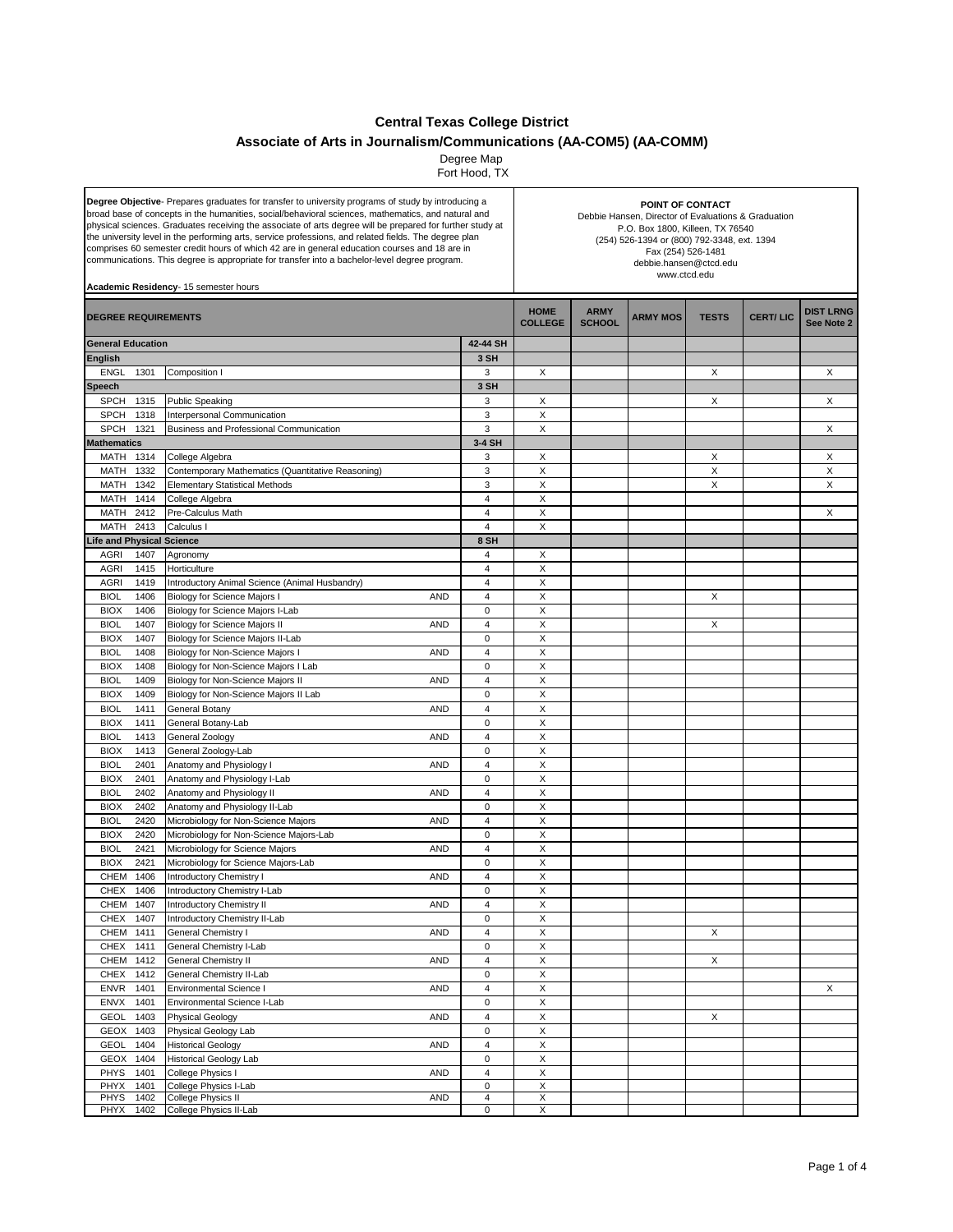# Central Texas College District

## Associate of Arts in Journalism/Communications (AA-COM5) (AA-COMM)

Degree Map
Fort Hood, TX

**Degree Objective**- Prepares graduates for transfer to university programs of study by introducing a broad base of concepts in the humanities, social/behavioral sciences, mathematics, and natural and physical sciences. Graduates receiving the associate of arts degree will be prepared for further study at the university level in the performing arts, service professions, and related fields. The degree plan comprises 60 semester credit hours of which 42 are in general education courses and 18 are in communications. This degree is appropriate for transfer into a bachelor-level degree program.

**Academic Residency**- 15 semester hours

**POINT OF CONTACT**
Debbie Hansen, Director of Evaluations & Graduation
P.O. Box 1800, Killeen, TX 76540
(254) 526-1394 or (800) 792-3348, ext. 1394
Fax (254) 526-1481
debbie.hansen@ctcd.edu
www.ctcd.edu

| DEGREE REQUIREMENTS | | | | | HOME COLLEGE | ARMY SCHOOL | ARMY MOS | TESTS | CERT/ LIC | DIST LRNG See Note 2 |
|---|---|---|---|---|---|---|---|---|---|---|
| **General Education** | | | | 42-44 SH | | | | | | |
| **English** | | | | 3 SH | | | | | | |
| ENGL 1301 | Composition I | | | 3 | X | | | X | | X |
| **Speech** | | | | 3 SH | | | | | | |
| SPCH 1315 | Public Speaking | | | 3 | X | | | X | | X |
| SPCH 1318 | Interpersonal Communication | | | 3 | X | | | | | |
| SPCH 1321 | Business and Professional Communication | | | 3 | X | | | | | X |
| **Mathematics** | | | | 3-4 SH | | | | | | |
| MATH 1314 | College Algebra | | | 3 | X | | | X | | X |
| MATH 1332 | Contemporary Mathematics (Quantitative Reasoning) | | | 3 | X | | | X | | X |
| MATH 1342 | Elementary Statistical Methods | | | 3 | X | | | X | | X |
| MATH 1414 | College Algebra | | | 4 | X | | | | | |
| MATH 2412 | Pre-Calculus Math | | | 4 | X | | | | | X |
| MATH 2413 | Calculus I | | | 4 | X | | | | | |
| **Life and Physical Science** | | | | 8 SH | | | | | | |
| AGRI 1407 | Agronomy | | | 4 | X | | | | | |
| AGRI 1415 | Horticulture | | | 4 | X | | | | | |
| AGRI 1419 | Introductory Animal Science (Animal Husbandry) | | | 4 | X | | | | | |
| BIOL 1406 | Biology for Science Majors I | | AND | 4 | X | | | X | | |
| BIOX 1406 | Biology for Science Majors I-Lab | | | 0 | X | | | | | |
| BIOL 1407 | Biology for Science Majors II | | AND | 4 | X | | | X | | |
| BIOX 1407 | Biology for Science Majors II-Lab | | | 0 | X | | | | | |
| BIOL 1408 | Biology for Non-Science Majors I | | AND | 4 | X | | | | | |
| BIOX 1408 | Biology for Non-Science Majors I Lab | | | 0 | X | | | | | |
| BIOL 1409 | Biology for Non-Science Majors II | | AND | 4 | X | | | | | |
| BIOX 1409 | Biology for Non-Science Majors II Lab | | | 0 | X | | | | | |
| BIOL 1411 | General Botany | | AND | 4 | X | | | | | |
| BIOX 1411 | General Botany-Lab | | | 0 | X | | | | | |
| BIOL 1413 | General Zoology | | AND | 4 | X | | | | | |
| BIOX 1413 | General Zoology-Lab | | | 0 | X | | | | | |
| BIOL 2401 | Anatomy and Physiology I | | AND | 4 | X | | | | | |
| BIOX 2401 | Anatomy and Physiology I-Lab | | | 0 | X | | | | | |
| BIOL 2402 | Anatomy and Physiology II | | AND | 4 | X | | | | | |
| BIOX 2402 | Anatomy and Physiology II-Lab | | | 0 | X | | | | | |
| BIOL 2420 | Microbiology for Non-Science Majors | | AND | 4 | X | | | | | |
| BIOX 2420 | Microbiology for Non-Science Majors-Lab | | | 0 | X | | | | | |
| BIOL 2421 | Microbiology for Science Majors | | AND | 4 | X | | | | | |
| BIOX 2421 | Microbiology for Science Majors-Lab | | | 0 | X | | | | | |
| CHEM 1406 | Introductory Chemistry I | | AND | 4 | X | | | | | |
| CHEX 1406 | Introductory Chemistry I-Lab | | | 0 | X | | | | | |
| CHEM 1407 | Introductory Chemistry II | | AND | 4 | X | | | | | |
| CHEX 1407 | Introductory Chemistry II-Lab | | | 0 | X | | | | | |
| CHEM 1411 | General Chemistry I | | AND | 4 | X | | | X | | |
| CHEX 1411 | General Chemistry I-Lab | | | 0 | X | | | | | |
| CHEM 1412 | General Chemistry II | | AND | 4 | X | | | X | | |
| CHEX 1412 | General Chemistry II-Lab | | | 0 | X | | | | | |
| ENVR 1401 | Environmental Science I | | AND | 4 | X | | | | | X |
| ENVX 1401 | Environmental Science I-Lab | | | 0 | X | | | | | |
| GEOL 1403 | Physical Geology | | AND | 4 | X | | | X | | |
| GEOX 1403 | Physical Geology Lab | | | 0 | X | | | | | |
| GEOL 1404 | Historical Geology | | AND | 4 | X | | | | | |
| GEOX 1404 | Historical Geology Lab | | | 0 | X | | | | | |
| PHYS 1401 | College Physics I | | AND | 4 | X | | | | | |
| PHYX 1401 | College Physics I-Lab | | | 0 | X | | | | | |
| PHYS 1402 | College Physics II | | AND | 4 | X | | | | | |
| PHYX 1402 | College Physics II-Lab | | | 0 | X | | | | | |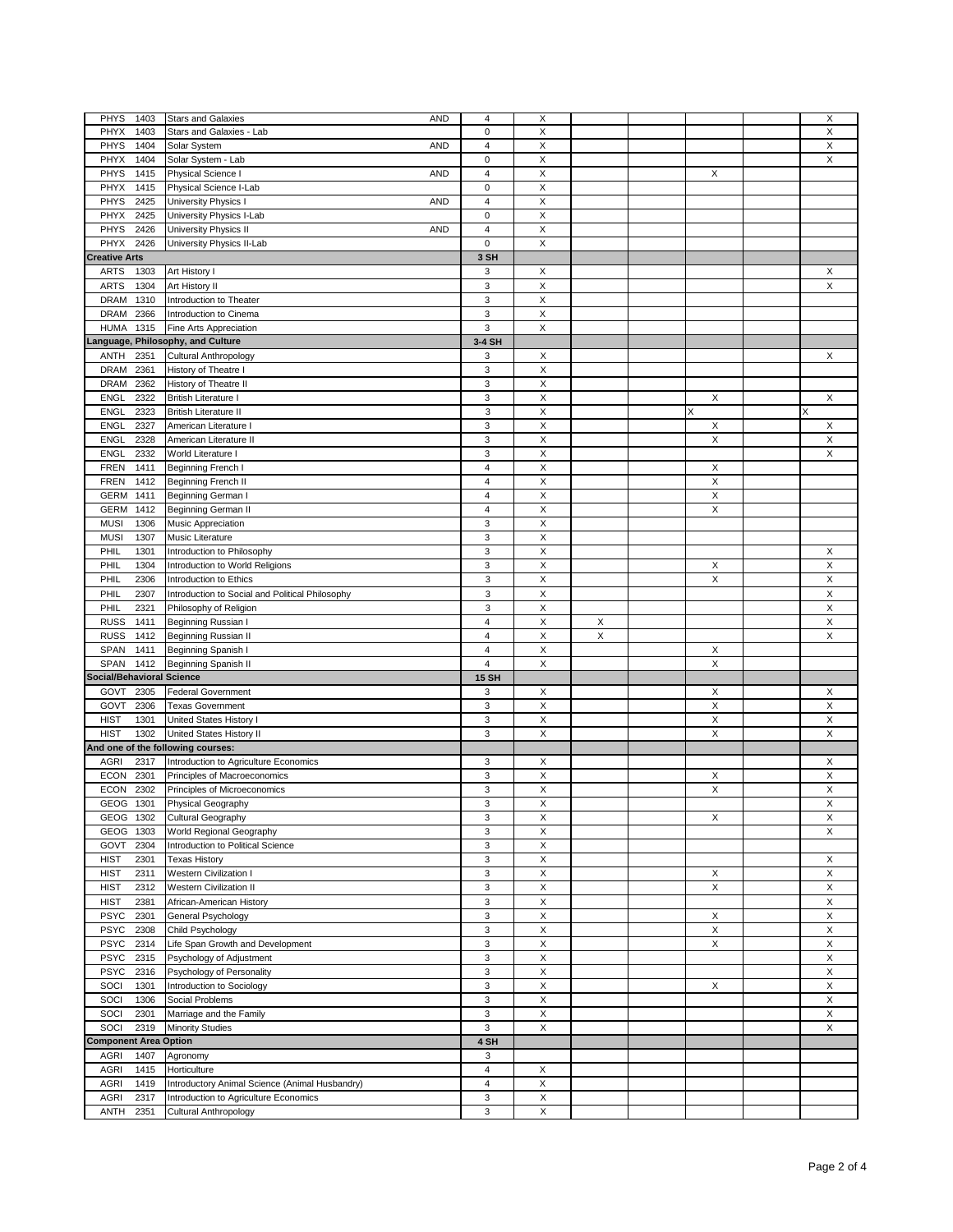| Course | | Title | | SH | | | | | | |
|---|---|---|---|---|---|---|---|---|---|---|
| PHYS | 1403 | Stars and Galaxies | AND | 4 | X | | | | | X |
| PHYX | 1403 | Stars and Galaxies - Lab | | 0 | X | | | | | X |
| PHYS | 1404 | Solar System | AND | 4 | X | | | | | X |
| PHYX | 1404 | Solar System - Lab | | 0 | X | | | | | X |
| PHYS | 1415 | Physical Science I | AND | 4 | X | | | X | | |
| PHYX | 1415 | Physical Science I-Lab | | 0 | X | | | | | |
| PHYS | 2425 | University Physics I | AND | 4 | X | | | | | |
| PHYX | 2425 | University Physics I-Lab | | 0 | X | | | | | |
| PHYS | 2426 | University Physics II | AND | 4 | X | | | | | |
| PHYX | 2426 | University Physics II-Lab | | 0 | X | | | | | |
| **Creative Arts** | | | | **3 SH** | | | | | | |
| ARTS | 1303 | Art History I | | 3 | X | | | | | X |
| ARTS | 1304 | Art History II | | 3 | X | | | | | X |
| DRAM | 1310 | Introduction to Theater | | 3 | X | | | | | |
| DRAM | 2366 | Introduction to Cinema | | 3 | X | | | | | |
| HUMA | 1315 | Fine Arts Appreciation | | 3 | X | | | | | |
| **Language, Philosophy, and Culture** | | | | **3-4 SH** | | | | | | |
| ANTH | 2351 | Cultural Anthropology | | 3 | X | | | | | X |
| DRAM | 2361 | History of Theatre I | | 3 | X | | | | | |
| DRAM | 2362 | History of Theatre II | | 3 | X | | | | | |
| ENGL | 2322 | British Literature I | | 3 | X | | | X | | X |
| ENGL | 2323 | British Literature II | | 3 | X | | | X | | X |
| ENGL | 2327 | American Literature I | | 3 | X | | | X | | X |
| ENGL | 2328 | American Literature II | | 3 | X | | | X | | X |
| ENGL | 2332 | World Literature I | | 3 | X | | | | | X |
| FREN | 1411 | Beginning French I | | 4 | X | | | X | | |
| FREN | 1412 | Beginning French II | | 4 | X | | | X | | |
| GERM | 1411 | Beginning German I | | 4 | X | | | X | | |
| GERM | 1412 | Beginning German II | | 4 | X | | | X | | |
| MUSI | 1306 | Music Appreciation | | 3 | X | | | | | |
| MUSI | 1307 | Music Literature | | 3 | X | | | | | |
| PHIL | 1301 | Introduction to Philosophy | | 3 | X | | | | | X |
| PHIL | 1304 | Introduction to World Religions | | 3 | X | | | X | | X |
| PHIL | 2306 | Introduction to Ethics | | 3 | X | | | X | | X |
| PHIL | 2307 | Introduction to Social and Political Philosophy | | 3 | X | | | | | X |
| PHIL | 2321 | Philosophy of Religion | | 3 | X | | | | | X |
| RUSS | 1411 | Beginning Russian I | | 4 | X | X | | | | X |
| RUSS | 1412 | Beginning Russian II | | 4 | X | X | | | | X |
| SPAN | 1411 | Beginning Spanish I | | 4 | X | | | X | | |
| SPAN | 1412 | Beginning Spanish II | | 4 | X | | | X | | |
| **Social/Behavioral Science** | | | | **15 SH** | | | | | | |
| GOVT | 2305 | Federal Government | | 3 | X | | | X | | X |
| GOVT | 2306 | Texas Government | | 3 | X | | | X | | X |
| HIST | 1301 | United States History I | | 3 | X | | | X | | X |
| HIST | 1302 | United States History II | | 3 | X | | | X | | X |
| **And one of the following courses:** | | | | | | | | | | |
| AGRI | 2317 | Introduction to Agriculture Economics | | 3 | X | | | | | X |
| ECON | 2301 | Principles of Macroeconomics | | 3 | X | | | X | | X |
| ECON | 2302 | Principles of Microeconomics | | 3 | X | | | X | | X |
| GEOG | 1301 | Physical Geography | | 3 | X | | | | | X |
| GEOG | 1302 | Cultural Geography | | 3 | X | | | X | | X |
| GEOG | 1303 | World Regional Geography | | 3 | X | | | | | X |
| GOVT | 2304 | Introduction to Political Science | | 3 | X | | | | | |
| HIST | 2301 | Texas History | | 3 | X | | | | | X |
| HIST | 2311 | Western Civilization I | | 3 | X | | | X | | X |
| HIST | 2312 | Western Civilization II | | 3 | X | | | X | | X |
| HIST | 2381 | African-American History | | 3 | X | | | | | X |
| PSYC | 2301 | General Psychology | | 3 | X | | | X | | X |
| PSYC | 2308 | Child Psychology | | 3 | X | | | X | | X |
| PSYC | 2314 | Life Span Growth and Development | | 3 | X | | | X | | X |
| PSYC | 2315 | Psychology of Adjustment | | 3 | X | | | | | X |
| PSYC | 2316 | Psychology of Personality | | 3 | X | | | | | X |
| SOCI | 1301 | Introduction to Sociology | | 3 | X | | | X | | X |
| SOCI | 1306 | Social Problems | | 3 | X | | | | | X |
| SOCI | 2301 | Marriage and the Family | | 3 | X | | | | | X |
| SOCI | 2319 | Minority Studies | | 3 | X | | | | | X |
| **Component Area Option** | | | | **4 SH** | | | | | | |
| AGRI | 1407 | Agronomy | | 3 | | | | | | |
| AGRI | 1415 | Horticulture | | 4 | X | | | | | |
| AGRI | 1419 | Introductory Animal Science (Animal Husbandry) | | 4 | X | | | | | |
| AGRI | 2317 | Introduction to Agriculture Economics | | 3 | X | | | | | |
| ANTH | 2351 | Cultural Anthropology | | 3 | X | | | | | |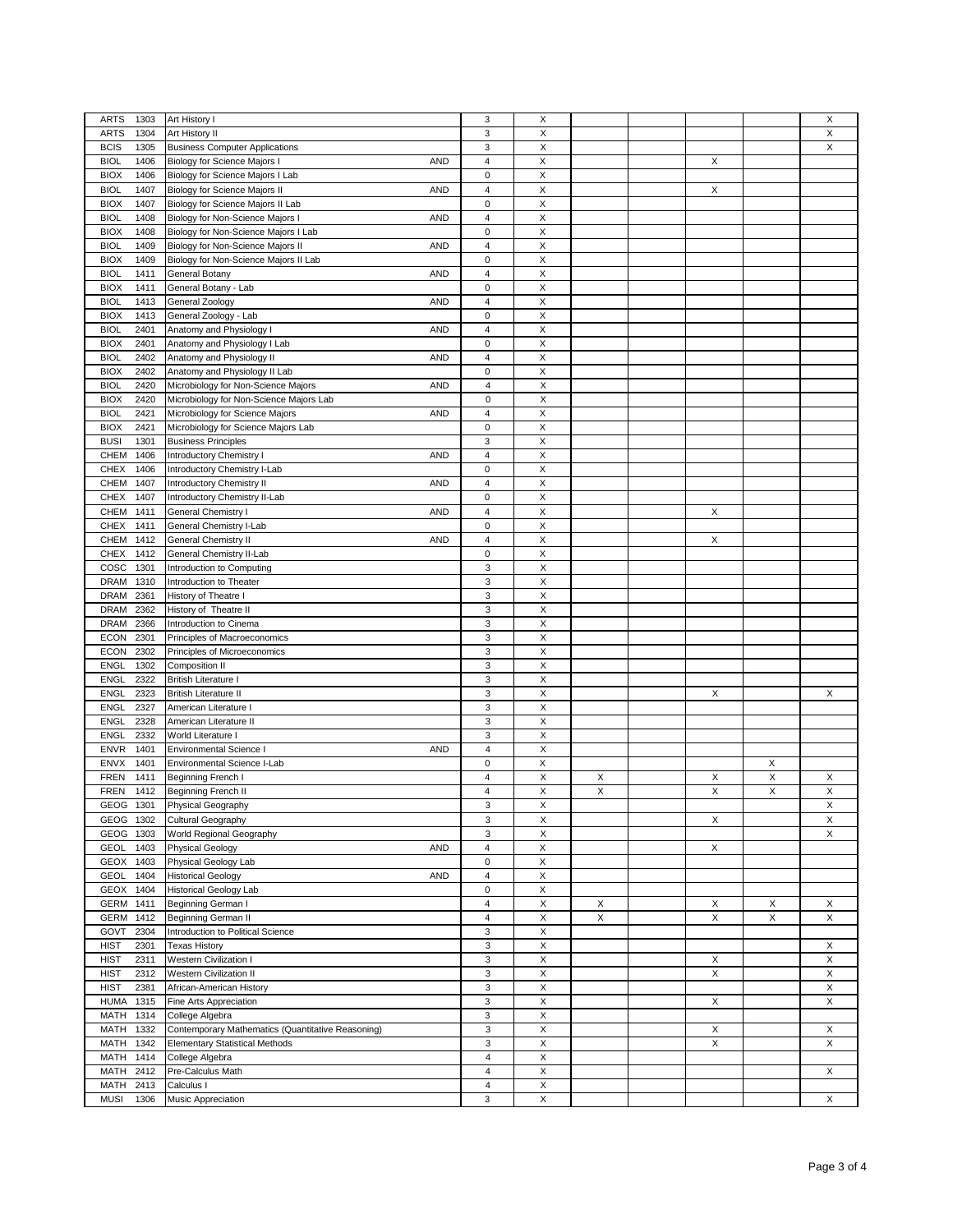| | | | | | | | | | | |
|---|---|---|---|---|---|---|---|---|---|---|
| ARTS | 1303 | Art History I | | 3 | X | | | | | X |
| ARTS | 1304 | Art History II | | 3 | X | | | | | X |
| BCIS | 1305 | Business Computer Applications | | 3 | X | | | | | X |
| BIOL | 1406 | Biology for Science Majors I | AND | 4 | X | | | X | | |
| BIOX | 1406 | Biology for Science Majors I Lab | | 0 | X | | | | | |
| BIOL | 1407 | Biology for Science Majors II | AND | 4 | X | | | X | | |
| BIOX | 1407 | Biology for Science Majors II Lab | | 0 | X | | | | | |
| BIOL | 1408 | Biology for Non-Science Majors I | AND | 4 | X | | | | | |
| BIOX | 1408 | Biology for Non-Science Majors I Lab | | 0 | X | | | | | |
| BIOL | 1409 | Biology for Non-Science Majors II | AND | 4 | X | | | | | |
| BIOX | 1409 | Biology for Non-Science Majors II Lab | | 0 | X | | | | | |
| BIOL | 1411 | General Botany | AND | 4 | X | | | | | |
| BIOX | 1411 | General Botany - Lab | | 0 | X | | | | | |
| BIOL | 1413 | General Zoology | AND | 4 | X | | | | | |
| BIOX | 1413 | General Zoology - Lab | | 0 | X | | | | | |
| BIOL | 2401 | Anatomy and Physiology I | AND | 4 | X | | | | | |
| BIOX | 2401 | Anatomy and Physiology I Lab | | 0 | X | | | | | |
| BIOL | 2402 | Anatomy and Physiology II | AND | 4 | X | | | | | |
| BIOX | 2402 | Anatomy and Physiology II Lab | | 0 | X | | | | | |
| BIOL | 2420 | Microbiology for Non-Science Majors | AND | 4 | X | | | | | |
| BIOX | 2420 | Microbiology for Non-Science Majors Lab | | 0 | X | | | | | |
| BIOL | 2421 | Microbiology for Science Majors | AND | 4 | X | | | | | |
| BIOX | 2421 | Microbiology for Science Majors Lab | | 0 | X | | | | | |
| BUSI | 1301 | Business Principles | | 3 | X | | | | | |
| CHEM | 1406 | Introductory Chemistry I | AND | 4 | X | | | | | |
| CHEX | 1406 | Introductory Chemistry I-Lab | | 0 | X | | | | | |
| CHEM | 1407 | Introductory Chemistry II | AND | 4 | X | | | | | |
| CHEX | 1407 | Introductory Chemistry II-Lab | | 0 | X | | | | | |
| CHEM | 1411 | General Chemistry I | AND | 4 | X | | | X | | |
| CHEX | 1411 | General Chemistry I-Lab | | 0 | X | | | | | |
| CHEM | 1412 | General Chemistry II | AND | 4 | X | | | X | | |
| CHEX | 1412 | General Chemistry II-Lab | | 0 | X | | | | | |
| COSC | 1301 | Introduction to Computing | | 3 | X | | | | | |
| DRAM | 1310 | Introduction to Theater | | 3 | X | | | | | |
| DRAM | 2361 | History of Theatre I | | 3 | X | | | | | |
| DRAM | 2362 | History of Theatre II | | 3 | X | | | | | |
| DRAM | 2366 | Introduction to Cinema | | 3 | X | | | | | |
| ECON | 2301 | Principles of Macroeconomics | | 3 | X | | | | | |
| ECON | 2302 | Principles of Microeconomics | | 3 | X | | | | | |
| ENGL | 1302 | Composition II | | 3 | X | | | | | |
| ENGL | 2322 | British Literature I | | 3 | X | | | | | |
| ENGL | 2323 | British Literature II | | 3 | X | | | X | | X |
| ENGL | 2327 | American Literature I | | 3 | X | | | | | |
| ENGL | 2328 | American Literature II | | 3 | X | | | | | |
| ENGL | 2332 | World Literature I | | 3 | X | | | | | |
| ENVR | 1401 | Environmental Science I | AND | 4 | X | | | | | |
| ENVX | 1401 | Environmental Science I-Lab | | 0 | X | | | | X | |
| FREN | 1411 | Beginning French I | | 4 | X | X | | X | X | X |
| FREN | 1412 | Beginning French II | | 4 | X | X | | X | X | X |
| GEOG | 1301 | Physical Geography | | 3 | X | | | | | X |
| GEOG | 1302 | Cultural Geography | | 3 | X | | | X | | X |
| GEOG | 1303 | World Regional Geography | | 3 | X | | | | | X |
| GEOL | 1403 | Physical Geology | AND | 4 | X | | | X | | |
| GEOX | 1403 | Physical Geology Lab | | 0 | X | | | | | |
| GEOL | 1404 | Historical Geology | AND | 4 | X | | | | | |
| GEOX | 1404 | Historical Geology Lab | | 0 | X | | | | | |
| GERM | 1411 | Beginning German I | | 4 | X | X | | X | X | X |
| GERM | 1412 | Beginning German II | | 4 | X | X | | X | X | X |
| GOVT | 2304 | Introduction to Political Science | | 3 | X | | | | | |
| HIST | 2301 | Texas History | | 3 | X | | | | | X |
| HIST | 2311 | Western Civilization I | | 3 | X | | | X | | X |
| HIST | 2312 | Western Civilization II | | 3 | X | | | X | | X |
| HIST | 2381 | African-American History | | 3 | X | | | | | X |
| HUMA | 1315 | Fine Arts Appreciation | | 3 | X | | | X | | X |
| MATH | 1314 | College Algebra | | 3 | X | | | | | |
| MATH | 1332 | Contemporary Mathematics (Quantitative Reasoning) | | 3 | X | | | X | | X |
| MATH | 1342 | Elementary Statistical Methods | | 3 | X | | | X | | X |
| MATH | 1414 | College Algebra | | 4 | X | | | | | |
| MATH | 2412 | Pre-Calculus Math | | 4 | X | | | | | X |
| MATH | 2413 | Calculus I | | 4 | X | | | | | |
| MUSI | 1306 | Music Appreciation | | 3 | X | | | | | X |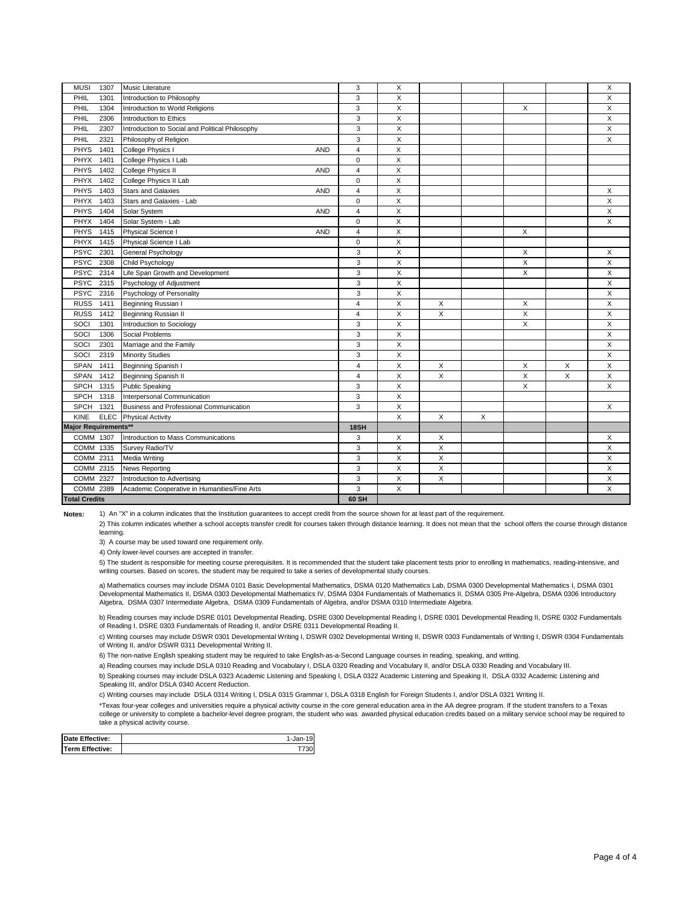| | | | | | | | | | | |
|---|---|---|---|---|---|---|---|---|---|---|
| MUSI | 1307 | Music Literature | | 3 | X | | | | | X |
| PHIL | 1301 | Introduction to Philosophy | | 3 | X | | | | | X |
| PHIL | 1304 | Introduction to World Religions | | 3 | X | | | X | | X |
| PHIL | 2306 | Introduction to Ethics | | 3 | X | | | | | X |
| PHIL | 2307 | Introduction to Social and Political Philosophy | | 3 | X | | | | | X |
| PHIL | 2321 | Philosophy of Religion | | 3 | X | | | | | X |
| PHYS | 1401 | College Physics I | AND | 4 | X | | | | | |
| PHYX | 1401 | College Physics I Lab | | 0 | X | | | | | |
| PHYS | 1402 | College Physics II | AND | 4 | X | | | | | |
| PHYX | 1402 | College Physics II Lab | | 0 | X | | | | | |
| PHYS | 1403 | Stars and Galaxies | AND | 4 | X | | | | | X |
| PHYX | 1403 | Stars and Galaxies - Lab | | 0 | X | | | | | X |
| PHYS | 1404 | Solar System | AND | 4 | X | | | | | X |
| PHYX | 1404 | Solar System - Lab | | 0 | X | | | | | X |
| PHYS | 1415 | Physical Science I | AND | 4 | X | | | X | | |
| PHYX | 1415 | Physical Science I Lab | | 0 | X | | | | | |
| PSYC | 2301 | General Psychology | | 3 | X | | | X | | X |
| PSYC | 2308 | Child Psychology | | 3 | X | | | X | | X |
| PSYC | 2314 | Life Span Growth and Development | | 3 | X | | | X | | X |
| PSYC | 2315 | Psychology of Adjustment | | 3 | X | | | | | X |
| PSYC | 2316 | Psychology of Personality | | 3 | X | | | | | X |
| RUSS | 1411 | Beginning Russian I | | 4 | X | X | | X | | X |
| RUSS | 1412 | Beginning Russian II | | 4 | X | X | | X | | X |
| SOCI | 1301 | Introduction to Sociology | | 3 | X | | | X | | X |
| SOCI | 1306 | Social Problems | | 3 | X | | | | | X |
| SOCI | 2301 | Marriage and the Family | | 3 | X | | | | | X |
| SOCI | 2319 | Minority Studies | | 3 | X | | | | | X |
| SPAN | 1411 | Beginning Spanish I | | 4 | X | X | | X | X | X |
| SPAN | 1412 | Beginning Spanish II | | 4 | X | X | | X | X | X |
| SPCH | 1315 | Public Speaking | | 3 | X | | | X | | X |
| SPCH | 1318 | Interpersonal Communication | | 3 | X | | | | | |
| SPCH | 1321 | Business and Professional Communication | | 3 | X | | | | | X |
| KINE | ELEC | Physical Activity | | | X | X | X | | | |
| **Major Requirements**** | | | | **18SH** | | | | | | |
| COMM | 1307 | Introduction to Mass Communications | | 3 | X | X | | | | X |
| COMM | 1335 | Survey Radio/TV | | 3 | X | X | | | | X |
| COMM | 2311 | Media Writing | | 3 | X | X | | | | X |
| COMM | 2315 | News Reporting | | 3 | X | X | | | | X |
| COMM | 2327 | Introduction to Advertising | | 3 | X | X | | | | X |
| COMM | 2389 | Academic Cooperative in Humanities/Fine Arts | | 3 | X | | | | | X |
| **Total Credits** | | | | **60 SH** | | | | | | |

**Notes:**

1) An "X" in a column indicates that the Institution guarantees to accept credit from the source shown for at least part of the requirement.

2) This column indicates whether a school accepts transfer credit for courses taken through distance learning. It does not mean that the school offers the course through distance learning.

3) A course may be used toward one requirement only.

4) Only lower-level courses are accepted in transfer.

5) The student is responsible for meeting course prerequisites. It is recommended that the student take placement tests prior to enrolling in mathematics, reading-intensive, and writing courses. Based on scores, the student may be required to take a series of developmental study courses.

a) Mathematics courses may include DSMA 0101 Basic Developmental Mathematics, DSMA 0120 Mathematics Lab, DSMA 0300 Developmental Mathematics I, DSMA 0301 Developmental Mathematics II, DSMA 0303 Developmental Mathematics IV, DSMA 0304 Fundamentals of Mathematics II, DSMA 0305 Pre-Algebra, DSMA 0306 Introductory Algebra, DSMA 0307 Intermediate Algebra, DSMA 0309 Fundamentals of Algebra, and/or DSMA 0310 Intermediate Algebra.

b) Reading courses may include DSRE 0101 Developmental Reading, DSRE 0300 Developmental Reading I, DSRE 0301 Developmental Reading II, DSRE 0302 Fundamentals of Reading I, DSRE 0303 Fundamentals of Reading II, and/or DSRE 0311 Developmental Reading II.

c) Writing courses may include DSWR 0301 Developmental Writing I, DSWR 0302 Developmental Writing II, DSWR 0303 Fundamentals of Writing I, DSWR 0304 Fundamentals of Writing II, and/or DSWR 0311 Developmental Writing II.

6) The non-native English speaking student may be required to take English-as-a-Second Language courses in reading, speaking, and writing.

a) Reading courses may include DSLA 0310 Reading and Vocabulary I, DSLA 0320 Reading and Vocabulary II, and/or DSLA 0330 Reading and Vocabulary III.

b) Speaking courses may include DSLA 0323 Academic Listening and Speaking I, DSLA 0322 Academic Listening and Speaking II, DSLA 0332 Academic Listening and Speaking III, and/or DSLA 0340 Accent Reduction.

c) Writing courses may include DSLA 0314 Writing I, DSLA 0315 Grammar I, DSLA 0318 English for Foreign Students I, and/or DSLA 0321 Writing II.

*Texas four-year colleges and universities require a physical activity course in the core general education area in the AA degree program. If the student transfers to a Texas college or university to complete a bachelor-level degree program, the student who was awarded physical education credits based on a military service school may be required to take a physical activity course.

| | |
|---|---|
| **Date Effective:** | 1-Jan-19 |
| **Term Effective:** | T730 |